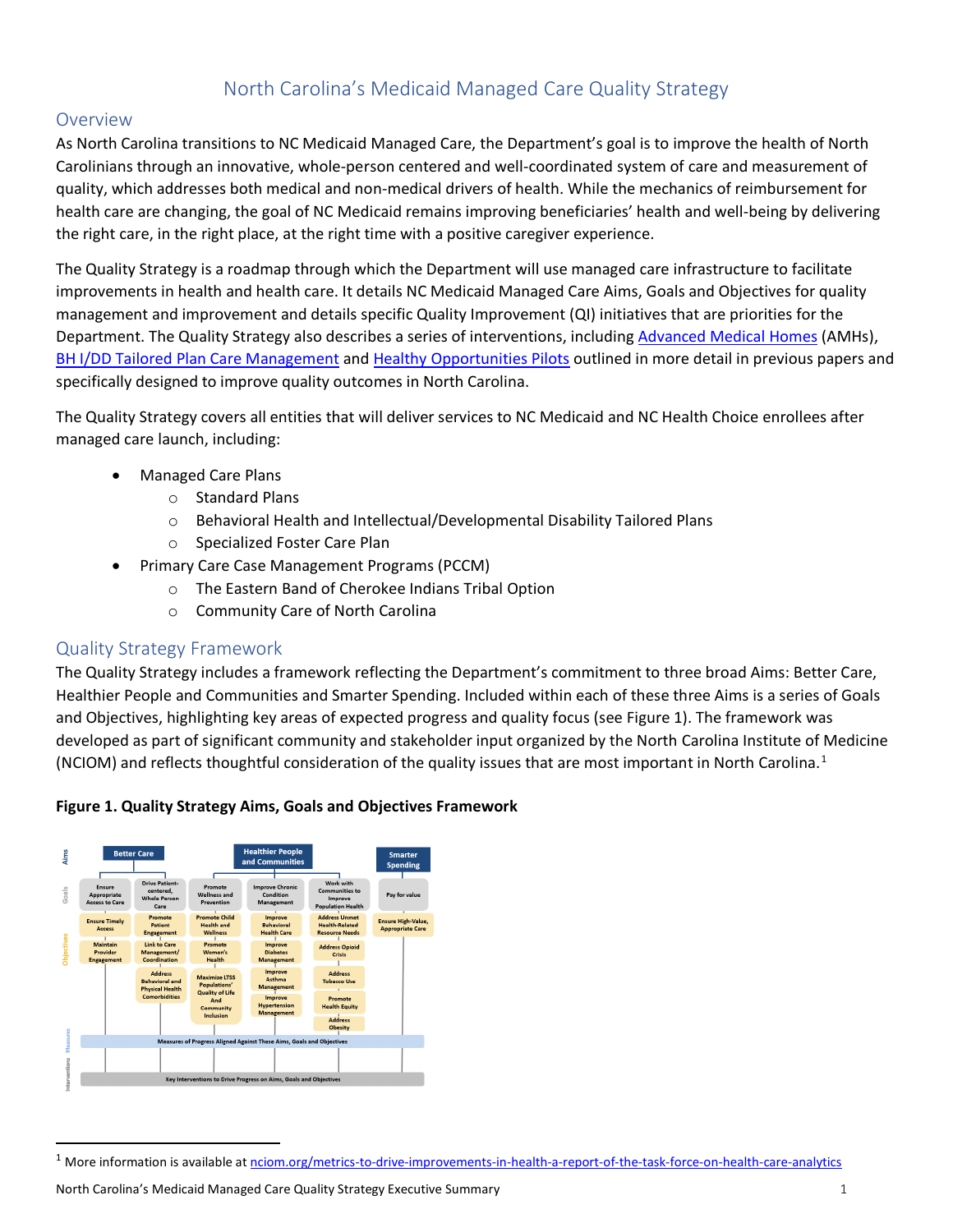# North Carolina's Medicaid Managed Care Quality Strategy

## Overview

As North Carolina transitions to NC Medicaid Managed Care, the Department's goal is to improve the health of North Carolinians through an innovative, whole-person centered and well-coordinated system of care and measurement of quality, which addresses both medical and non-medical drivers of health. While the mechanics of reimbursement for health care are changing, the goal of NC Medicaid remains improving beneficiaries' health and well-being by delivering the right care, in the right place, at the right time with a positive caregiver experience.

The Quality Strategy is a roadmap through which the Department will use managed care infrastructure to facilitate improvements in health and health care. It details NC Medicaid Managed Care Aims, Goals and Objectives for quality management and improvement and details specific Quality Improvement (QI) initiatives that are priorities for the Department. The Quality Strategy also describes a series of interventions, including Advanced Medical Homes (AMHs), BH I/DD Tailored Plan Care Management and Healthy Opportunities Pilots outlined in more detail in previous papers and specifically designed to improve quality outcomes in North Carolina.

The Quality Strategy covers all entities that will deliver services to NC Medicaid and NC Health Choice enrollees after managed care launch, including:

- Managed Care Plans
  - Standard Plans
  - Behavioral Health and Intellectual/Developmental Disability Tailored Plans
  - Specialized Foster Care Plan
- Primary Care Case Management Programs (PCCM)
  - The Eastern Band of Cherokee Indians Tribal Option
  - Community Care of North Carolina

## Quality Strategy Framework

The Quality Strategy includes a framework reflecting the Department's commitment to three broad Aims: Better Care, Healthier People and Communities and Smarter Spending. Included within each of these three Aims is a series of Goals and Objectives, highlighting key areas of expected progress and quality focus (see Figure 1). The framework was developed as part of significant community and stakeholder input organized by the North Carolina Institute of Medicine (NCIOM) and reflects thoughtful consideration of the quality issues that are most important in North Carolina.[1]

**Figure 1. Quality Strategy Aims, Goals and Objectives Framework**

| Aims | Better Care | | Healthier People and Communities | | | Smarter Spending |
|---|---|---|---|---|---|---|
| Goals | Ensure Appropriate Access to Care | Drive Patient-centered, Whole Person Care | Promote Wellness and Prevention | Improve Chronic Condition Management | Work with Communities to Improve Population Health | Pay for value |
| Objectives | Ensure Timely Access | Promote Patient Engagement | Promote Child Health and Wellness | Improve Behavioral Health Care | Address Unmet Health-Related Resource Needs | Ensure High-Value, Appropriate Care |
| | Maintain Provider Engagement | Link to Care Management/ Coordination | Promote Women's Health | Improve Diabetes Management | Address Opioid Crisis | |
| | | Address Behavioral and Physical Health Comorbidities | Maximize LTSS Populations' Quality of Life And Community Inclusion | Improve Asthma Management | Address Tobacco Use | |
| | | | | Improve Hypertension Management | Promote Health Equity | |
| | | | | | Address Obesity | |
| Measures | Measures of Progress Aligned Against These Aims, Goals and Objectives | | | | | |
| Interventions | Key Interventions to Drive Progress on Aims, Goals and Objectives | | | | | |

[1] More information is available at nciom.org/metrics-to-drive-improvements-in-health-a-report-of-the-task-force-on-health-care-analytics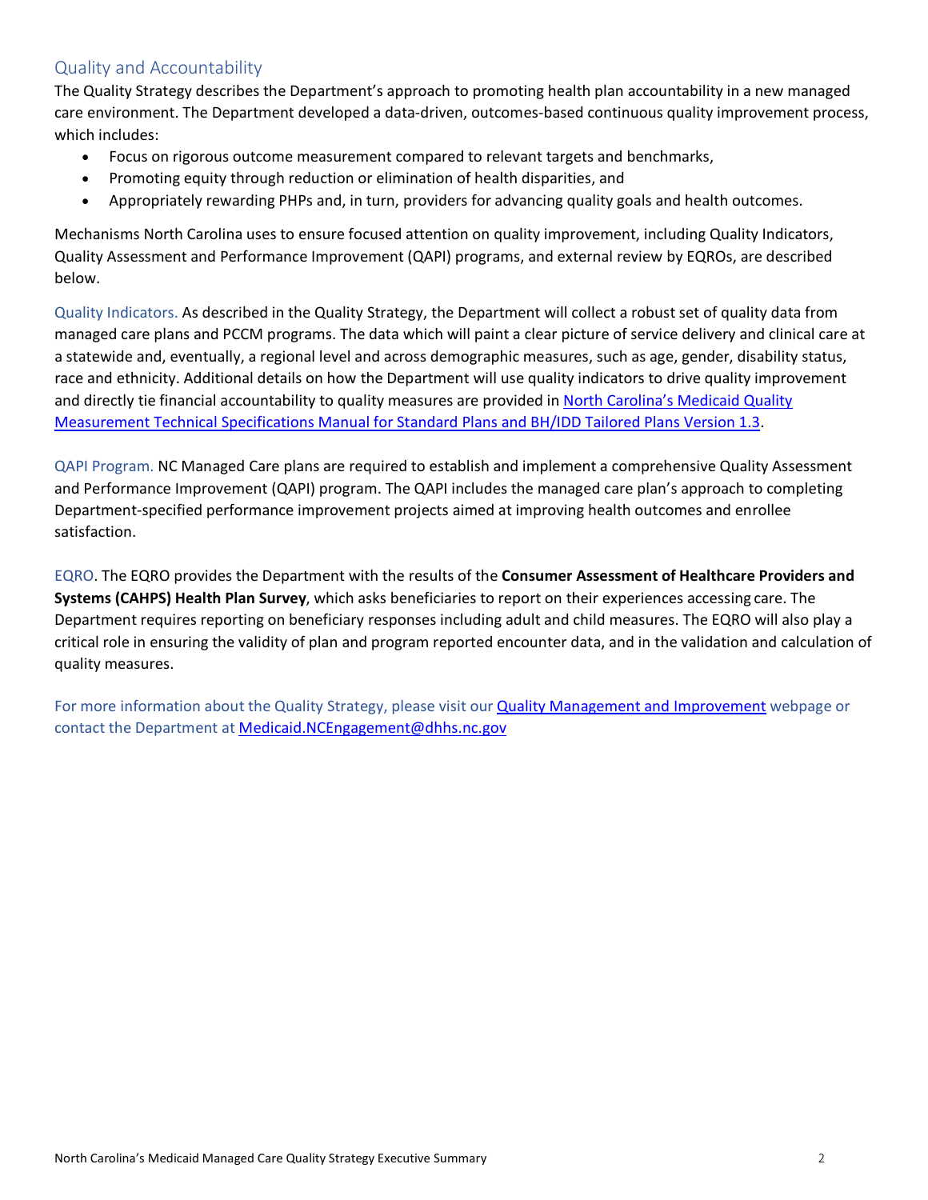## Quality and Accountability

The Quality Strategy describes the Department's approach to promoting health plan accountability in a new managed care environment. The Department developed a data-driven, outcomes-based continuous quality improvement process, which includes:

- Focus on rigorous outcome measurement compared to relevant targets and benchmarks,
- Promoting equity through reduction or elimination of health disparities, and
- Appropriately rewarding PHPs and, in turn, providers for advancing quality goals and health outcomes.

Mechanisms North Carolina uses to ensure focused attention on quality improvement, including Quality Indicators, Quality Assessment and Performance Improvement (QAPI) programs, and external review by EQROs, are described below.

Quality Indicators. As described in the Quality Strategy, the Department will collect a robust set of quality data from managed care plans and PCCM programs. The data which will paint a clear picture of service delivery and clinical care at a statewide and, eventually, a regional level and across demographic measures, such as age, gender, disability status, race and ethnicity. Additional details on how the Department will use quality indicators to drive quality improvement and directly tie financial accountability to quality measures are provided in North Carolina's Medicaid Quality Measurement Technical Specifications Manual for Standard Plans and BH/IDD Tailored Plans Version 1.3.

QAPI Program. NC Managed Care plans are required to establish and implement a comprehensive Quality Assessment and Performance Improvement (QAPI) program. The QAPI includes the managed care plan's approach to completing Department-specified performance improvement projects aimed at improving health outcomes and enrollee satisfaction.

EQRO. The EQRO provides the Department with the results of the **Consumer Assessment of Healthcare Providers and Systems (CAHPS) Health Plan Survey**, which asks beneficiaries to report on their experiences accessing care. The Department requires reporting on beneficiary responses including adult and child measures. The EQRO will also play a critical role in ensuring the validity of plan and program reported encounter data, and in the validation and calculation of quality measures.

For more information about the Quality Strategy, please visit our Quality Management and Improvement webpage or contact the Department at Medicaid.NCEngagement@dhhs.nc.gov